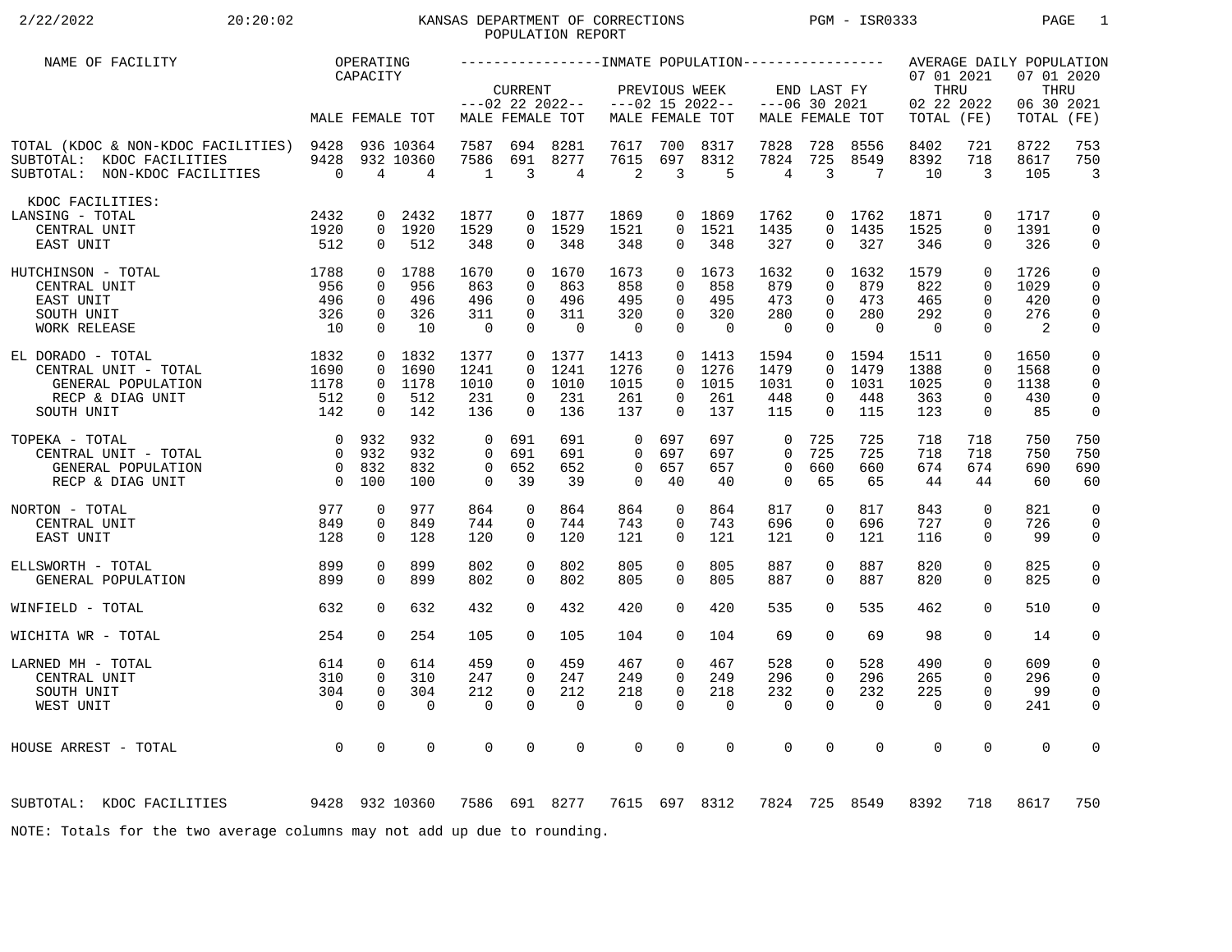# KANSAS DEPARTMENT OF CORRECTIONS
## POPULATION REPORT

2/22/2022 20:20:02 PGM - ISR0333

| NAME OF FACILITY | OPERATING CAPACITY | | | INMATE POPULATION: CURRENT ---02 22 2022-- | | | PREVIOUS WEEK ---02 15 2022-- | | | END LAST FY ---06 30 2021 | | | AVERAGE DAILY POPULATION: 07 01 2021 THRU 02 22 2022 | | 07 01 2020 THRU 06 30 2021 | |
|---|---|---|---|---|---|---|---|---|---|---|---|---|---|---|---|---|
| | MALE | FEMALE | TOT | MALE | FEMALE | TOT | MALE | FEMALE | TOT | MALE | FEMALE | TOT | TOTAL | (FE) | TOTAL | (FE) |
| TOTAL (KDOC & NON-KDOC FACILITIES) | 9428 | 936 | 10364 | 7587 | 694 | 8281 | 7617 | 700 | 8317 | 7828 | 728 | 8556 | 8402 | 721 | 8722 | 753 |
| SUBTOTAL: KDOC FACILITIES | 9428 | 932 | 10360 | 7586 | 691 | 8277 | 7615 | 697 | 8312 | 7824 | 725 | 8549 | 8392 | 718 | 8617 | 750 |
| SUBTOTAL: NON-KDOC FACILITIES | 0 | 4 | 4 | 1 | 3 | 4 | 2 | 3 | 5 | 4 | 3 | 7 | 10 | 3 | 105 | 3 |
| KDOC FACILITIES: | | | | | | | | | | | | | | | | |
| LANSING - TOTAL | 2432 | 0 | 2432 | 1877 | 0 | 1877 | 1869 | 0 | 1869 | 1762 | 0 | 1762 | 1871 | 0 | 1717 | 0 |
| CENTRAL UNIT | 1920 | 0 | 1920 | 1529 | 0 | 1529 | 1521 | 0 | 1521 | 1435 | 0 | 1435 | 1525 | 0 | 1391 | 0 |
| EAST UNIT | 512 | 0 | 512 | 348 | 0 | 348 | 348 | 0 | 348 | 327 | 0 | 327 | 346 | 0 | 326 | 0 |
| HUTCHINSON - TOTAL | 1788 | 0 | 1788 | 1670 | 0 | 1670 | 1673 | 0 | 1673 | 1632 | 0 | 1632 | 1579 | 0 | 1726 | 0 |
| CENTRAL UNIT | 956 | 0 | 956 | 863 | 0 | 863 | 858 | 0 | 858 | 879 | 0 | 879 | 822 | 0 | 1029 | 0 |
| EAST UNIT | 496 | 0 | 496 | 496 | 0 | 496 | 495 | 0 | 495 | 473 | 0 | 473 | 465 | 0 | 420 | 0 |
| SOUTH UNIT | 326 | 0 | 326 | 311 | 0 | 311 | 320 | 0 | 320 | 280 | 0 | 280 | 292 | 0 | 276 | 0 |
| WORK RELEASE | 10 | 0 | 10 | 0 | 0 | 0 | 0 | 0 | 0 | 0 | 0 | 0 | 0 | 0 | 2 | 0 |
| EL DORADO - TOTAL | 1832 | 0 | 1832 | 1377 | 0 | 1377 | 1413 | 0 | 1413 | 1594 | 0 | 1594 | 1511 | 0 | 1650 | 0 |
| CENTRAL UNIT - TOTAL | 1690 | 0 | 1690 | 1241 | 0 | 1241 | 1276 | 0 | 1276 | 1479 | 0 | 1479 | 1388 | 0 | 1568 | 0 |
| GENERAL POPULATION | 1178 | 0 | 1178 | 1010 | 0 | 1010 | 1015 | 0 | 1015 | 1031 | 0 | 1031 | 1025 | 0 | 1138 | 0 |
| RECP & DIAG UNIT | 512 | 0 | 512 | 231 | 0 | 231 | 261 | 0 | 261 | 448 | 0 | 448 | 363 | 0 | 430 | 0 |
| SOUTH UNIT | 142 | 0 | 142 | 136 | 0 | 136 | 137 | 0 | 137 | 115 | 0 | 115 | 123 | 0 | 85 | 0 |
| TOPEKA - TOTAL | 0 | 932 | 932 | 0 | 691 | 691 | 0 | 697 | 697 | 0 | 725 | 725 | 718 | 718 | 750 | 750 |
| CENTRAL UNIT - TOTAL | 0 | 932 | 932 | 0 | 691 | 691 | 0 | 697 | 697 | 0 | 725 | 725 | 718 | 718 | 750 | 750 |
| GENERAL POPULATION | 0 | 832 | 832 | 0 | 652 | 652 | 0 | 657 | 657 | 0 | 660 | 660 | 674 | 674 | 690 | 690 |
| RECP & DIAG UNIT | 0 | 100 | 100 | 0 | 39 | 39 | 0 | 40 | 40 | 0 | 65 | 65 | 44 | 44 | 60 | 60 |
| NORTON - TOTAL | 977 | 0 | 977 | 864 | 0 | 864 | 864 | 0 | 864 | 817 | 0 | 817 | 843 | 0 | 821 | 0 |
| CENTRAL UNIT | 849 | 0 | 849 | 744 | 0 | 744 | 743 | 0 | 743 | 696 | 0 | 696 | 727 | 0 | 726 | 0 |
| EAST UNIT | 128 | 0 | 128 | 120 | 0 | 120 | 121 | 0 | 121 | 121 | 0 | 121 | 116 | 0 | 99 | 0 |
| ELLSWORTH - TOTAL | 899 | 0 | 899 | 802 | 0 | 802 | 805 | 0 | 805 | 887 | 0 | 887 | 820 | 0 | 825 | 0 |
| GENERAL POPULATION | 899 | 0 | 899 | 802 | 0 | 802 | 805 | 0 | 805 | 887 | 0 | 887 | 820 | 0 | 825 | 0 |
| WINFIELD - TOTAL | 632 | 0 | 632 | 432 | 0 | 432 | 420 | 0 | 420 | 535 | 0 | 535 | 462 | 0 | 510 | 0 |
| WICHITA WR - TOTAL | 254 | 0 | 254 | 105 | 0 | 105 | 104 | 0 | 104 | 69 | 0 | 69 | 98 | 0 | 14 | 0 |
| LARNED MH - TOTAL | 614 | 0 | 614 | 459 | 0 | 459 | 467 | 0 | 467 | 528 | 0 | 528 | 490 | 0 | 609 | 0 |
| CENTRAL UNIT | 310 | 0 | 310 | 247 | 0 | 247 | 249 | 0 | 249 | 296 | 0 | 296 | 265 | 0 | 296 | 0 |
| SOUTH UNIT | 304 | 0 | 304 | 212 | 0 | 212 | 218 | 0 | 218 | 232 | 0 | 232 | 225 | 0 | 99 | 0 |
| WEST UNIT | 0 | 0 | 0 | 0 | 0 | 0 | 0 | 0 | 0 | 0 | 0 | 0 | 0 | 0 | 241 | 0 |
| HOUSE ARREST - TOTAL | 0 | 0 | 0 | 0 | 0 | 0 | 0 | 0 | 0 | 0 | 0 | 0 | 0 | 0 | 0 | 0 |
| SUBTOTAL: KDOC FACILITIES | 9428 | 932 | 10360 | 7586 | 691 | 8277 | 7615 | 697 | 8312 | 7824 | 725 | 8549 | 8392 | 718 | 8617 | 750 |

NOTE: Totals for the two average columns may not add up due to rounding.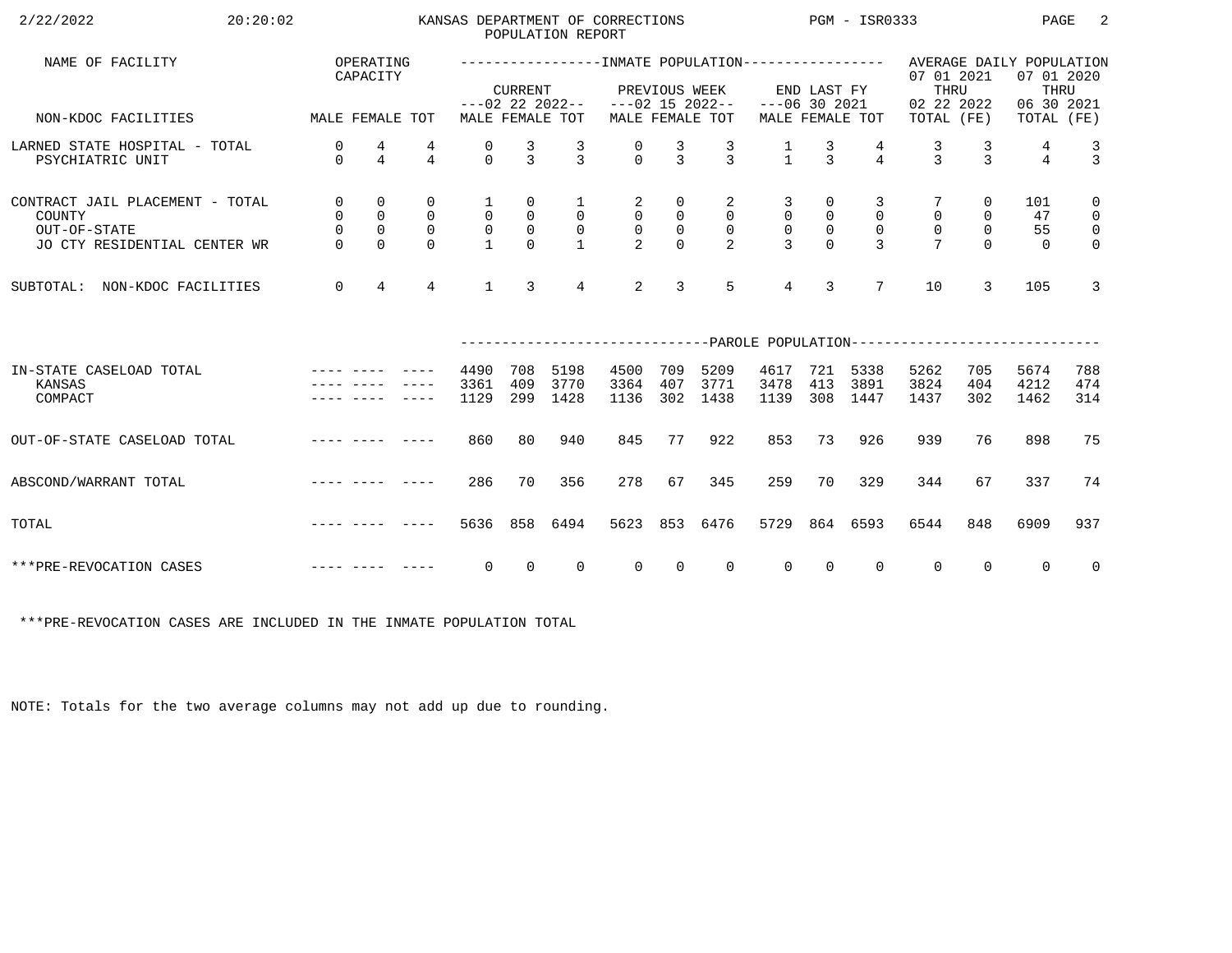KANSAS DEPARTMENT OF CORRECTIONS
POPULATION REPORT

2/22/2022 20:20:02 PGM - ISR0333

| NAME OF FACILITY | OPERATING CAPACITY | | | INMATE POPULATION | | | | | | | | | AVERAGE DAILY POPULATION | | | |
|---|---|---|---|---|---|---|---|---|---|---|---|---|---|---|---|---|
| | | | | CURRENT ---02 22 2022-- | | | PREVIOUS WEEK ---02 15 2022-- | | | END LAST FY ---06 30 2021 | | | 07 01 2021 THRU 02 22 2022 | | 07 01 2020 THRU 06 30 2021 | |
| NON-KDOC FACILITIES | MALE | FEMALE | TOT | MALE | FEMALE | TOT | MALE | FEMALE | TOT | MALE | FEMALE | TOT | TOTAL | (FE) | TOTAL | (FE) |
| LARNED STATE HOSPITAL - TOTAL | 0 | 4 | 4 | 0 | 3 | 3 | 0 | 3 | 3 | 1 | 3 | 4 | 3 | 3 | 4 | 3 |
| PSYCHIATRIC UNIT | 0 | 4 | 4 | 0 | 3 | 3 | 0 | 3 | 3 | 1 | 3 | 4 | 3 | 3 | 4 | 3 |
| CONTRACT JAIL PLACEMENT - TOTAL | 0 | 0 | 0 | 1 | 0 | 1 | 2 | 0 | 2 | 3 | 0 | 3 | 7 | 0 | 101 | 0 |
| COUNTY | 0 | 0 | 0 | 0 | 0 | 0 | 0 | 0 | 0 | 0 | 0 | 0 | 0 | 0 | 47 | 0 |
| OUT-OF-STATE | 0 | 0 | 0 | 0 | 0 | 0 | 0 | 0 | 0 | 0 | 0 | 0 | 0 | 0 | 55 | 0 |
| JO CTY RESIDENTIAL CENTER WR | 0 | 0 | 0 | 1 | 0 | 1 | 2 | 0 | 2 | 3 | 0 | 3 | 7 | 0 | 0 | 0 |
| SUBTOTAL: NON-KDOC FACILITIES | 0 | 4 | 4 | 1 | 3 | 4 | 2 | 3 | 5 | 4 | 3 | 7 | 10 | 3 | 105 | 3 |

| | | | | PAROLE POPULATION | | | | | | | | | | | | |
|---|---|---|---|---|---|---|---|---|---|---|---|---|---|---|---|---|
| IN-STATE CASELOAD TOTAL | ---- | ---- | ---- | 4490 | 708 | 5198 | 4500 | 709 | 5209 | 4617 | 721 | 5338 | 5262 | 705 | 5674 | 788 |
| KANSAS | ---- | ---- | ---- | 3361 | 409 | 3770 | 3364 | 407 | 3771 | 3478 | 413 | 3891 | 3824 | 404 | 4212 | 474 |
| COMPACT | ---- | ---- | ---- | 1129 | 299 | 1428 | 1136 | 302 | 1438 | 1139 | 308 | 1447 | 1437 | 302 | 1462 | 314 |
| OUT-OF-STATE CASELOAD TOTAL | ---- | ---- | ---- | 860 | 80 | 940 | 845 | 77 | 922 | 853 | 73 | 926 | 939 | 76 | 898 | 75 |
| ABSCOND/WARRANT TOTAL | ---- | ---- | ---- | 286 | 70 | 356 | 278 | 67 | 345 | 259 | 70 | 329 | 344 | 67 | 337 | 74 |
| TOTAL | ---- | ---- | ---- | 5636 | 858 | 6494 | 5623 | 853 | 6476 | 5729 | 864 | 6593 | 6544 | 848 | 6909 | 937 |
| ***PRE-REVOCATION CASES | ---- | ---- | ---- | 0 | 0 | 0 | 0 | 0 | 0 | 0 | 0 | 0 | 0 | 0 | 0 | 0 |

***PRE-REVOCATION CASES ARE INCLUDED IN THE INMATE POPULATION TOTAL

NOTE: Totals for the two average columns may not add up due to rounding.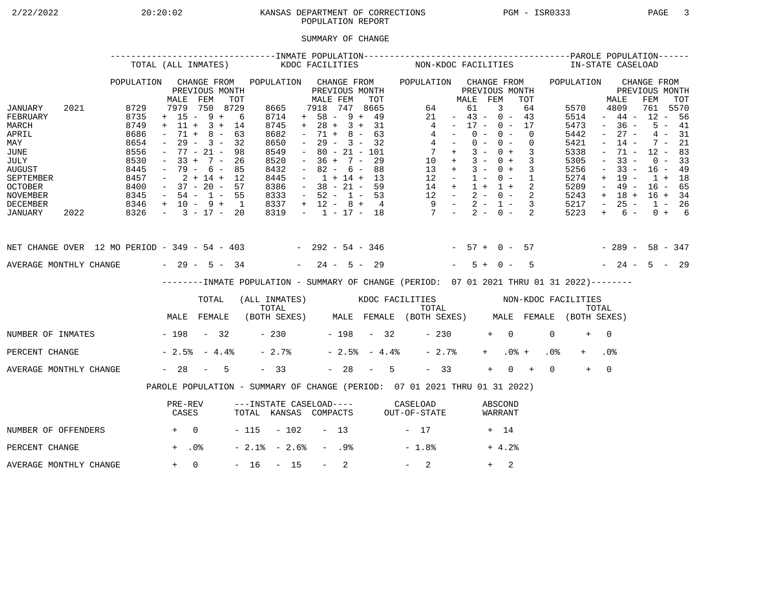KANSAS DEPARTMENT OF CORRECTIONS
POPULATION REPORT

## SUMMARY OF CHANGE

| | | INMATE POPULATION | | | | | | | | | | | | | | PAROLE POPULATION | | | |
|---|---|---|---|---|---|---|---|---|---|---|---|---|---|---|---|---|---|---|---|
| | | TOTAL (ALL INMATES) | | | | KDOC FACILITIES | | | | NON-KDOC FACILITIES | | | | | | IN-STATE CASELOAD | | | |
| | | POPULATION | CHANGE FROM PREVIOUS MONTH | | | POPULATION | CHANGE FROM PREVIOUS MONTH | | | POPULATION | CHANGE FROM PREVIOUS MONTH | | | | | POPULATION | CHANGE FROM PREVIOUS MONTH | | |
| | | | MALE | FEM | TOT | | MALE | FEM | TOT | | | MALE | FEM | TOT | | | MALE | FEM | TOT |
| JANUARY | 2021 | 8729 | 7979 | 750 | 8729 | 8665 | 7918 | 747 | 8665 | 64 | | 61 | 3 | 64 | | 5570 | 4809 | 761 | 5570 |
| FEBRUARY | | 8735 | + 15 | - 9 | + 6 | 8714 | + 58 | - 9 | + 49 | 21 | - | 43 | - 0 | - 43 | | 5514 | - 44 | - 12 | - 56 |
| MARCH | | 8749 | + 11 | + 3 | + 14 | 8745 | + 28 | + 3 | + 31 | 4 | - | 17 | - 0 | - 17 | | 5473 | - 36 | - 5 | - 41 |
| APRIL | | 8686 | - 71 | + 8 | - 63 | 8682 | - 71 | + 8 | - 63 | 4 | - | 0 | - 0 | - 0 | | 5442 | - 27 | - 4 | - 31 |
| MAY | | 8654 | - 29 | - 3 | - 32 | 8650 | - 29 | - 3 | - 32 | 4 | - | 0 | - 0 | - 0 | | 5421 | - 14 | - 7 | - 21 |
| JUNE | | 8556 | - 77 | - 21 | - 98 | 8549 | - 80 | - 21 | - 101 | 7 | + | 3 | - 0 | + 3 | | 5338 | - 71 | - 12 | - 83 |
| JULY | | 8530 | - 33 | + 7 | - 26 | 8520 | - 36 | + 7 | - 29 | 10 | + | 3 | - 0 | + 3 | | 5305 | - 33 | - 0 | - 33 |
| AUGUST | | 8445 | - 79 | - 6 | - 85 | 8432 | - 82 | - 6 | - 88 | 13 | + | 3 | - 0 | + 3 | | 5256 | - 33 | - 16 | - 49 |
| SEPTEMBER | | 8457 | - 2 | + 14 | + 12 | 8445 | - 1 | + 14 | + 13 | 12 | - | 1 | - 0 | - 1 | | 5274 | + 19 | - 1 | + 18 |
| OCTOBER | | 8400 | - 37 | - 20 | - 57 | 8386 | - 38 | - 21 | - 59 | 14 | + | 1 | + 1 | + 2 | | 5209 | - 49 | - 16 | - 65 |
| NOVEMBER | | 8345 | - 54 | - 1 | - 55 | 8333 | - 52 | - 1 | - 53 | 12 | - | 2 | - 0 | - 2 | | 5243 | + 18 | + 16 | + 34 |
| DECEMBER | | 8346 | + 10 | - 9 | + 1 | 8337 | + 12 | - 8 | + 4 | 9 | - | 2 | - 1 | - 3 | | 5217 | - 25 | - 1 | - 26 |
| JANUARY | 2022 | 8326 | - 3 | - 17 | - 20 | 8319 | - 1 | - 17 | - 18 | 7 | - | 2 | - 0 | - 2 | | 5223 | + 6 | - 0 | + 6 |
| NET CHANGE OVER 12 MO PERIOD | | | - 349 | - 54 | - 403 | | - 292 | - 54 | - 346 | | - | 57 | + 0 | - 57 | | | - 289 | - 58 | - 347 |
| AVERAGE MONTHLY CHANGE | | | - 29 | - 5 | - 34 | | - 24 | - 5 | - 29 | | - | 5 | + 0 | - 5 | | | - 24 | - 5 | - 29 |

### INMATE POPULATION - SUMMARY OF CHANGE (PERIOD: 07 01 2021 THRU 01 31 2022)

| | TOTAL (ALL INMATES) | | | KDOC FACILITIES | | | NON-KDOC FACILITIES | | |
|---|---|---|---|---|---|---|---|---|---|
| | MALE | FEMALE | TOTAL (BOTH SEXES) | MALE | FEMALE | TOTAL (BOTH SEXES) | MALE | FEMALE | TOTAL (BOTH SEXES) |
| NUMBER OF INMATES | - 198 | - 32 | - 230 | - 198 | - 32 | - 230 | + 0 | 0 | + 0 |
| PERCENT CHANGE | - 2.5% | - 4.4% | - 2.7% | - 2.5% | - 4.4% | - 2.7% | + .0% | + .0% | + .0% |
| AVERAGE MONTHLY CHANGE | - 28 | - 5 | - 33 | - 28 | - 5 | - 33 | + 0 | + 0 | + 0 |

### PAROLE POPULATION - SUMMARY OF CHANGE (PERIOD: 07 01 2021 THRU 01 31 2022)

| | PRE-REV CASES | INSTATE CASELOAD TOTAL | KANSAS | COMPACTS | CASELOAD OUT-OF-STATE | ABSCOND WARRANT |
|---|---|---|---|---|---|---|
| NUMBER OF OFFENDERS | + 0 | - 115 | - 102 | - 13 | - 17 | + 14 |
| PERCENT CHANGE | + .0% | - 2.1% | - 2.6% | - .9% | - 1.8% | + 4.2% |
| AVERAGE MONTHLY CHANGE | + 0 | - 16 | - 15 | - 2 | - 2 | + 2 |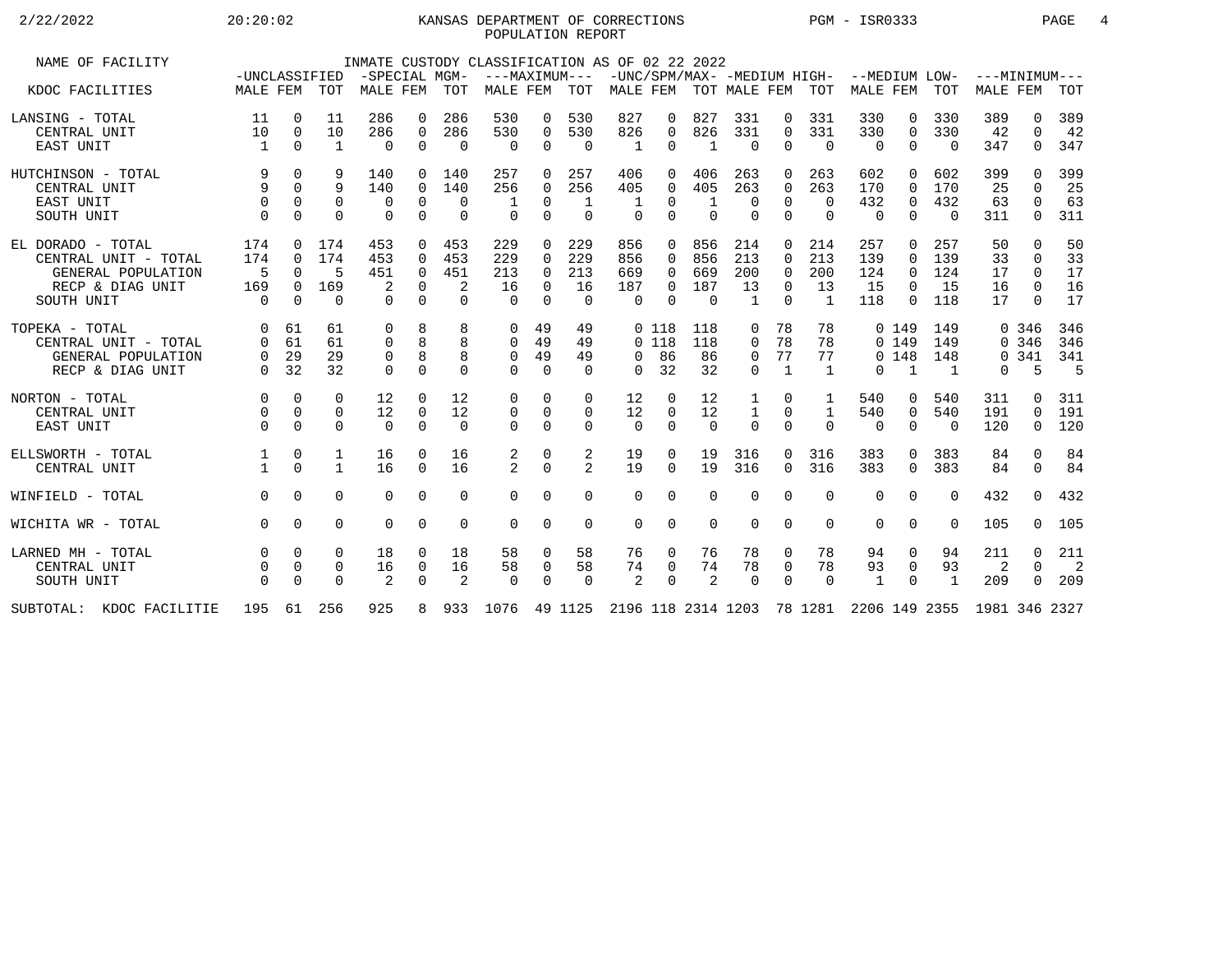KANSAS DEPARTMENT OF CORRECTIONS
POPULATION REPORT

2/22/2022 20:20:02 PGM - ISR0333

INMATE CUSTODY CLASSIFICATION AS OF 02 22 2022

| NAME OF FACILITY | -UNCLASSIFIED | | | -SPECIAL MGM- | | | ---MAXIMUM--- | | | -UNC/SPM/MAX- | | | -MEDIUM HIGH- | | | --MEDIUM LOW- | | | ---MINIMUM--- | | |
|---|---|---|---|---|---|---|---|---|---|---|---|---|---|---|---|---|---|---|---|---|---|
| KDOC FACILITIES | MALE | FEM | TOT | MALE | FEM | TOT | MALE | FEM | TOT | MALE | FEM | TOT | MALE | FEM | TOT | MALE | FEM | TOT | MALE | FEM | TOT |
| LANSING - TOTAL | 11 | 0 | 11 | 286 | 0 | 286 | 530 | 0 | 530 | 827 | 0 | 827 | 331 | 0 | 331 | 330 | 0 | 330 | 389 | 0 | 389 |
| CENTRAL UNIT | 10 | 0 | 10 | 286 | 0 | 286 | 530 | 0 | 530 | 826 | 0 | 826 | 331 | 0 | 331 | 330 | 0 | 330 | 42 | 0 | 42 |
| EAST UNIT | 1 | 0 | 1 | 0 | 0 | 0 | 0 | 0 | 0 | 1 | 0 | 1 | 0 | 0 | 0 | 0 | 0 | 0 | 347 | 0 | 347 |
| HUTCHINSON - TOTAL | 9 | 0 | 9 | 140 | 0 | 140 | 257 | 0 | 257 | 406 | 0 | 406 | 263 | 0 | 263 | 602 | 0 | 602 | 399 | 0 | 399 |
| CENTRAL UNIT | 9 | 0 | 9 | 140 | 0 | 140 | 256 | 0 | 256 | 405 | 0 | 405 | 263 | 0 | 263 | 170 | 0 | 170 | 25 | 0 | 25 |
| EAST UNIT | 0 | 0 | 0 | 0 | 0 | 0 | 1 | 0 | 1 | 1 | 0 | 1 | 0 | 0 | 0 | 432 | 0 | 432 | 63 | 0 | 63 |
| SOUTH UNIT | 0 | 0 | 0 | 0 | 0 | 0 | 0 | 0 | 0 | 0 | 0 | 0 | 0 | 0 | 0 | 0 | 0 | 0 | 311 | 0 | 311 |
| EL DORADO - TOTAL | 174 | 0 | 174 | 453 | 0 | 453 | 229 | 0 | 229 | 856 | 0 | 856 | 214 | 0 | 214 | 257 | 0 | 257 | 50 | 0 | 50 |
| CENTRAL UNIT - TOTAL | 174 | 0 | 174 | 453 | 0 | 453 | 229 | 0 | 229 | 856 | 0 | 856 | 213 | 0 | 213 | 139 | 0 | 139 | 33 | 0 | 33 |
| GENERAL POPULATION | 5 | 0 | 5 | 451 | 0 | 451 | 213 | 0 | 213 | 669 | 0 | 669 | 200 | 0 | 200 | 124 | 0 | 124 | 17 | 0 | 17 |
| RECP & DIAG UNIT | 169 | 0 | 169 | 2 | 0 | 2 | 16 | 0 | 16 | 187 | 0 | 187 | 13 | 0 | 13 | 15 | 0 | 15 | 16 | 0 | 16 |
| SOUTH UNIT | 0 | 0 | 0 | 0 | 0 | 0 | 0 | 0 | 0 | 0 | 0 | 0 | 1 | 0 | 1 | 118 | 0 | 118 | 17 | 0 | 17 |
| TOPEKA - TOTAL | 0 | 61 | 61 | 0 | 8 | 8 | 0 | 49 | 49 | 0 | 118 | 118 | 0 | 78 | 78 | 0 | 149 | 149 | 0 | 346 | 346 |
| CENTRAL UNIT - TOTAL | 0 | 61 | 61 | 0 | 8 | 8 | 0 | 49 | 49 | 0 | 118 | 118 | 0 | 78 | 78 | 0 | 149 | 149 | 0 | 346 | 346 |
| GENERAL POPULATION | 0 | 29 | 29 | 0 | 8 | 8 | 0 | 49 | 49 | 0 | 86 | 86 | 0 | 77 | 77 | 0 | 148 | 148 | 0 | 341 | 341 |
| RECP & DIAG UNIT | 0 | 32 | 32 | 0 | 0 | 0 | 0 | 0 | 0 | 0 | 32 | 32 | 0 | 1 | 1 | 0 | 1 | 1 | 0 | 5 | 5 |
| NORTON - TOTAL | 0 | 0 | 0 | 12 | 0 | 12 | 0 | 0 | 0 | 12 | 0 | 12 | 1 | 0 | 1 | 540 | 0 | 540 | 311 | 0 | 311 |
| CENTRAL UNIT | 0 | 0 | 0 | 12 | 0 | 12 | 0 | 0 | 0 | 12 | 0 | 12 | 1 | 0 | 1 | 540 | 0 | 540 | 191 | 0 | 191 |
| EAST UNIT | 0 | 0 | 0 | 0 | 0 | 0 | 0 | 0 | 0 | 0 | 0 | 0 | 0 | 0 | 0 | 0 | 0 | 0 | 120 | 0 | 120 |
| ELLSWORTH - TOTAL | 1 | 0 | 1 | 16 | 0 | 16 | 2 | 0 | 2 | 19 | 0 | 19 | 316 | 0 | 316 | 383 | 0 | 383 | 84 | 0 | 84 |
| CENTRAL UNIT | 1 | 0 | 1 | 16 | 0 | 16 | 2 | 0 | 2 | 19 | 0 | 19 | 316 | 0 | 316 | 383 | 0 | 383 | 84 | 0 | 84 |
| WINFIELD - TOTAL | 0 | 0 | 0 | 0 | 0 | 0 | 0 | 0 | 0 | 0 | 0 | 0 | 0 | 0 | 0 | 0 | 0 | 0 | 432 | 0 | 432 |
| WICHITA WR - TOTAL | 0 | 0 | 0 | 0 | 0 | 0 | 0 | 0 | 0 | 0 | 0 | 0 | 0 | 0 | 0 | 0 | 0 | 0 | 105 | 0 | 105 |
| LARNED MH - TOTAL | 0 | 0 | 0 | 18 | 0 | 18 | 58 | 0 | 58 | 76 | 0 | 76 | 78 | 0 | 78 | 94 | 0 | 94 | 211 | 0 | 211 |
| CENTRAL UNIT | 0 | 0 | 0 | 16 | 0 | 16 | 58 | 0 | 58 | 74 | 0 | 74 | 78 | 0 | 78 | 93 | 0 | 93 | 2 | 0 | 2 |
| SOUTH UNIT | 0 | 0 | 0 | 2 | 0 | 2 | 0 | 0 | 0 | 2 | 0 | 2 | 0 | 0 | 0 | 1 | 0 | 1 | 209 | 0 | 209 |
| SUBTOTAL: KDOC FACILITIE | 195 | 61 | 256 | 925 | 8 | 933 | 1076 | 49 | 1125 | 2196 | 118 | 2314 | 1203 | 78 | 1281 | 2206 | 149 | 2355 | 1981 | 346 | 2327 |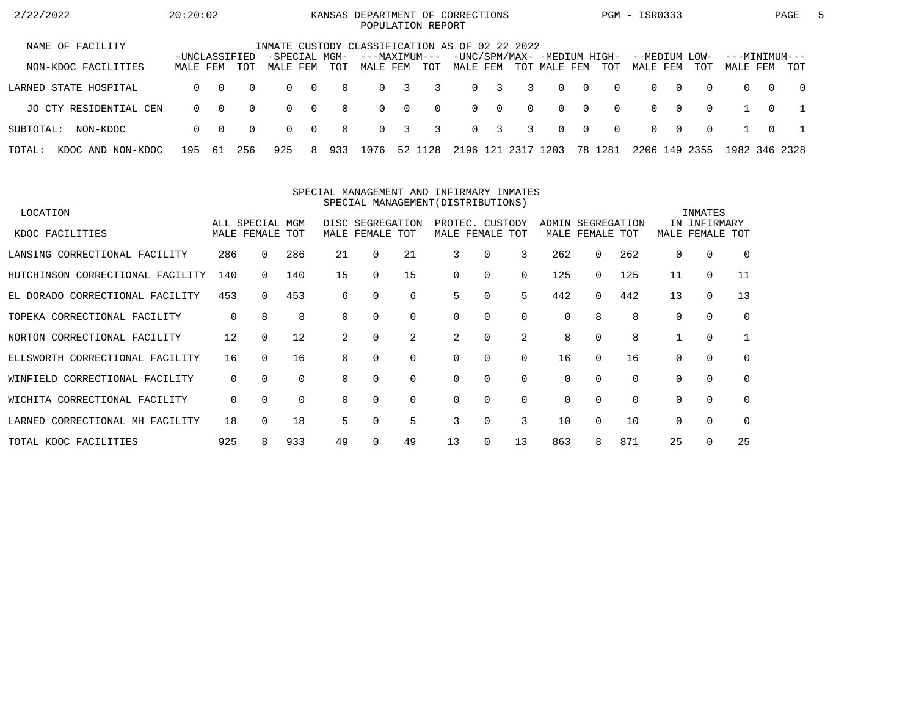# KANSAS DEPARTMENT OF CORRECTIONS
## POPULATION REPORT

2/22/2022 20:20:02 PGM - ISR0333

### INMATE CUSTODY CLASSIFICATION AS OF 02 22 2022

| NAME OF FACILITY / NON-KDOC FACILITIES | -UNCLASSIFIED- | | | -SPECIAL MGM- | | | ---MAXIMUM--- | | | -UNC/SPM/MAX- | | | -MEDIUM HIGH- | | | --MEDIUM LOW- | | | ---MINIMUM--- | | |
|---|---|---|---|---|---|---|---|---|---|---|---|---|---|---|---|---|---|---|---|---|---|
| | MALE | FEM | TOT | MALE | FEM | TOT | MALE | FEM | TOT | MALE | FEM | TOT | MALE | FEM | TOT | MALE | FEM | TOT | MALE | FEM | TOT |
| LARNED STATE HOSPITAL | 0 | 0 | 0 | 0 | 0 | 0 | 0 | 3 | 3 | 0 | 3 | 3 | 0 | 0 | 0 | 0 | 0 | 0 | 0 | 0 | 0 |
| JO CTY RESIDENTIAL CEN | 0 | 0 | 0 | 0 | 0 | 0 | 0 | 0 | 0 | 0 | 0 | 0 | 0 | 0 | 0 | 0 | 0 | 0 | 1 | 0 | 1 |
| SUBTOTAL: NON-KDOC | 0 | 0 | 0 | 0 | 0 | 0 | 0 | 3 | 3 | 0 | 3 | 3 | 0 | 0 | 0 | 0 | 0 | 0 | 1 | 0 | 1 |
| TOTAL: KDOC AND NON-KDOC | 195 | 61 | 256 | 925 | 8 | 933 | 1076 | 52 | 1128 | 2196 | 121 | 2317 | 1203 | 78 | 1281 | 2206 | 149 | 2355 | 1982 | 346 | 2328 |

### SPECIAL MANAGEMENT AND INFIRMARY INMATES
### SPECIAL MANAGEMENT(DISTRIBUTIONS)

| LOCATION / KDOC FACILITIES | ALL SPECIAL MGM | | | DISC SEGREGATION | | | PROTEC. CUSTODY | | | ADMIN SEGREGATION | | | INMATES IN INFIRMARY | | |
|---|---|---|---|---|---|---|---|---|---|---|---|---|---|---|---|
| | MALE | FEMALE | TOT | MALE | FEMALE | TOT | MALE | FEMALE | TOT | MALE | FEMALE | TOT | MALE | FEMALE | TOT |
| LANSING CORRECTIONAL FACILITY | 286 | 0 | 286 | 21 | 0 | 21 | 3 | 0 | 3 | 262 | 0 | 262 | 0 | 0 | 0 |
| HUTCHINSON CORRECTIONAL FACILITY | 140 | 0 | 140 | 15 | 0 | 15 | 0 | 0 | 0 | 125 | 0 | 125 | 11 | 0 | 11 |
| EL DORADO CORRECTIONAL FACILITY | 453 | 0 | 453 | 6 | 0 | 6 | 5 | 0 | 5 | 442 | 0 | 442 | 13 | 0 | 13 |
| TOPEKA CORRECTIONAL FACILITY | 0 | 8 | 8 | 0 | 0 | 0 | 0 | 0 | 0 | 0 | 8 | 8 | 0 | 0 | 0 |
| NORTON CORRECTIONAL FACILITY | 12 | 0 | 12 | 2 | 0 | 2 | 2 | 0 | 2 | 8 | 0 | 8 | 1 | 0 | 1 |
| ELLSWORTH CORRECTIONAL FACILITY | 16 | 0 | 16 | 0 | 0 | 0 | 0 | 0 | 0 | 16 | 0 | 16 | 0 | 0 | 0 |
| WINFIELD CORRECTIONAL FACILITY | 0 | 0 | 0 | 0 | 0 | 0 | 0 | 0 | 0 | 0 | 0 | 0 | 0 | 0 | 0 |
| WICHITA CORRECTIONAL FACILITY | 0 | 0 | 0 | 0 | 0 | 0 | 0 | 0 | 0 | 0 | 0 | 0 | 0 | 0 | 0 |
| LARNED CORRECTIONAL MH FACILITY | 18 | 0 | 18 | 5 | 0 | 5 | 3 | 0 | 3 | 10 | 0 | 10 | 0 | 0 | 0 |
| TOTAL KDOC FACILITIES | 925 | 8 | 933 | 49 | 0 | 49 | 13 | 0 | 13 | 863 | 8 | 871 | 25 | 0 | 25 |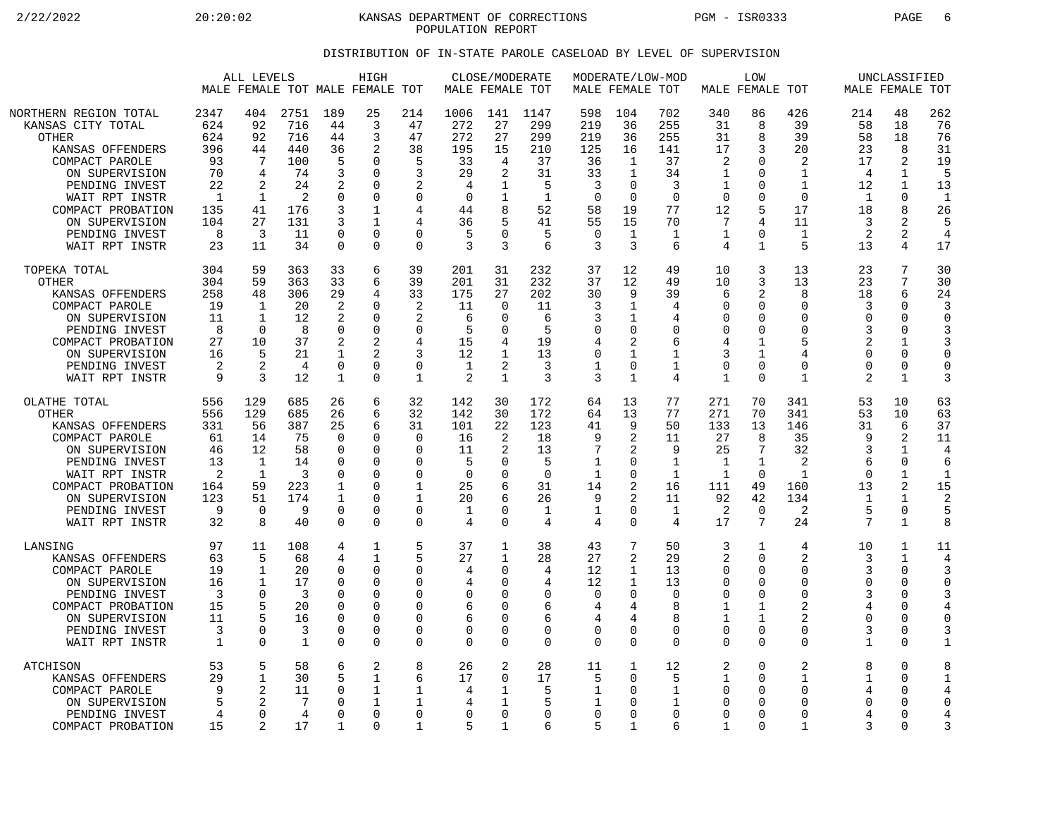KANSAS DEPARTMENT OF CORRECTIONS
POPULATION REPORT

## DISTRIBUTION OF IN-STATE PAROLE CASELOAD BY LEVEL OF SUPERVISION

| | ALL LEVELS | | | HIGH | | | CLOSE/MODERATE | | | MODERATE/LOW-MOD | | | LOW | | | UNCLASSIFIED | | |
|---|---|---|---|---|---|---|---|---|---|---|---|---|---|---|---|---|---|---|
| | MALE | FEMALE | TOT | MALE | FEMALE | TOT | MALE | FEMALE | TOT | MALE | FEMALE | TOT | MALE | FEMALE | TOT | MALE | FEMALE | TOT |
| NORTHERN REGION TOTAL | 2347 | 404 | 2751 | 189 | 25 | 214 | 1006 | 141 | 1147 | 598 | 104 | 702 | 340 | 86 | 426 | 214 | 48 | 262 |
| KANSAS CITY TOTAL | 624 | 92 | 716 | 44 | 3 | 47 | 272 | 27 | 299 | 219 | 36 | 255 | 31 | 8 | 39 | 58 | 18 | 76 |
| OTHER | 624 | 92 | 716 | 44 | 3 | 47 | 272 | 27 | 299 | 219 | 36 | 255 | 31 | 8 | 39 | 58 | 18 | 76 |
| KANSAS OFFENDERS | 396 | 44 | 440 | 36 | 2 | 38 | 195 | 15 | 210 | 125 | 16 | 141 | 17 | 3 | 20 | 23 | 8 | 31 |
| COMPACT PAROLE | 93 | 7 | 100 | 5 | 0 | 5 | 33 | 4 | 37 | 36 | 1 | 37 | 2 | 0 | 2 | 17 | 2 | 19 |
| ON SUPERVISION | 70 | 4 | 74 | 3 | 0 | 3 | 29 | 2 | 31 | 33 | 1 | 34 | 1 | 0 | 1 | 4 | 1 | 5 |
| PENDING INVEST | 22 | 2 | 24 | 2 | 0 | 2 | 4 | 1 | 5 | 3 | 0 | 3 | 1 | 0 | 1 | 12 | 1 | 13 |
| WAIT RPT INSTR | 1 | 1 | 2 | 0 | 0 | 0 | 0 | 1 | 1 | 0 | 0 | 0 | 0 | 0 | 0 | 1 | 0 | 1 |
| COMPACT PROBATION | 135 | 41 | 176 | 3 | 1 | 4 | 44 | 8 | 52 | 58 | 19 | 77 | 12 | 5 | 17 | 18 | 8 | 26 |
| ON SUPERVISION | 104 | 27 | 131 | 3 | 1 | 4 | 36 | 5 | 41 | 55 | 15 | 70 | 7 | 4 | 11 | 3 | 2 | 5 |
| PENDING INVEST | 8 | 3 | 11 | 0 | 0 | 0 | 5 | 0 | 5 | 0 | 1 | 1 | 1 | 0 | 1 | 2 | 2 | 4 |
| WAIT RPT INSTR | 23 | 11 | 34 | 0 | 0 | 0 | 3 | 3 | 6 | 3 | 3 | 6 | 4 | 1 | 5 | 13 | 4 | 17 |
| TOPEKA TOTAL | 304 | 59 | 363 | 33 | 6 | 39 | 201 | 31 | 232 | 37 | 12 | 49 | 10 | 3 | 13 | 23 | 7 | 30 |
| OTHER | 304 | 59 | 363 | 33 | 6 | 39 | 201 | 31 | 232 | 37 | 12 | 49 | 10 | 3 | 13 | 23 | 7 | 30 |
| KANSAS OFFENDERS | 258 | 48 | 306 | 29 | 4 | 33 | 175 | 27 | 202 | 30 | 9 | 39 | 6 | 2 | 8 | 18 | 6 | 24 |
| COMPACT PAROLE | 19 | 1 | 20 | 2 | 0 | 2 | 11 | 0 | 11 | 3 | 1 | 4 | 0 | 0 | 0 | 3 | 0 | 3 |
| ON SUPERVISION | 11 | 1 | 12 | 2 | 0 | 2 | 6 | 0 | 6 | 3 | 1 | 4 | 0 | 0 | 0 | 0 | 0 | 0 |
| PENDING INVEST | 8 | 0 | 8 | 0 | 0 | 0 | 5 | 0 | 5 | 0 | 0 | 0 | 0 | 0 | 0 | 3 | 0 | 3 |
| COMPACT PROBATION | 27 | 10 | 37 | 2 | 2 | 4 | 15 | 4 | 19 | 4 | 2 | 6 | 4 | 1 | 5 | 2 | 1 | 3 |
| ON SUPERVISION | 16 | 5 | 21 | 1 | 2 | 3 | 12 | 1 | 13 | 0 | 1 | 1 | 3 | 1 | 4 | 0 | 0 | 0 |
| PENDING INVEST | 2 | 2 | 4 | 0 | 0 | 0 | 1 | 2 | 3 | 1 | 0 | 1 | 0 | 0 | 0 | 0 | 0 | 0 |
| WAIT RPT INSTR | 9 | 3 | 12 | 1 | 0 | 1 | 2 | 1 | 3 | 3 | 1 | 4 | 1 | 0 | 1 | 2 | 1 | 3 |
| OLATHE TOTAL | 556 | 129 | 685 | 26 | 6 | 32 | 142 | 30 | 172 | 64 | 13 | 77 | 271 | 70 | 341 | 53 | 10 | 63 |
| OTHER | 556 | 129 | 685 | 26 | 6 | 32 | 142 | 30 | 172 | 64 | 13 | 77 | 271 | 70 | 341 | 53 | 10 | 63 |
| KANSAS OFFENDERS | 331 | 56 | 387 | 25 | 6 | 31 | 101 | 22 | 123 | 41 | 9 | 50 | 133 | 13 | 146 | 31 | 6 | 37 |
| COMPACT PAROLE | 61 | 14 | 75 | 0 | 0 | 0 | 16 | 2 | 18 | 9 | 2 | 11 | 27 | 8 | 35 | 9 | 2 | 11 |
| ON SUPERVISION | 46 | 12 | 58 | 0 | 0 | 0 | 11 | 2 | 13 | 7 | 2 | 9 | 25 | 7 | 32 | 3 | 1 | 4 |
| PENDING INVEST | 13 | 1 | 14 | 0 | 0 | 0 | 5 | 0 | 5 | 1 | 0 | 1 | 1 | 1 | 2 | 6 | 0 | 6 |
| WAIT RPT INSTR | 2 | 1 | 3 | 0 | 0 | 0 | 0 | 0 | 0 | 1 | 0 | 1 | 1 | 0 | 1 | 0 | 1 | 1 |
| COMPACT PROBATION | 164 | 59 | 223 | 1 | 0 | 1 | 25 | 6 | 31 | 14 | 2 | 16 | 111 | 49 | 160 | 13 | 2 | 15 |
| ON SUPERVISION | 123 | 51 | 174 | 1 | 0 | 1 | 20 | 6 | 26 | 9 | 2 | 11 | 92 | 42 | 134 | 1 | 1 | 2 |
| PENDING INVEST | 9 | 0 | 9 | 0 | 0 | 0 | 1 | 0 | 1 | 1 | 0 | 1 | 2 | 0 | 2 | 5 | 0 | 5 |
| WAIT RPT INSTR | 32 | 8 | 40 | 0 | 0 | 0 | 4 | 0 | 4 | 4 | 0 | 4 | 17 | 7 | 24 | 7 | 1 | 8 |
| LANSING | 97 | 11 | 108 | 4 | 1 | 5 | 37 | 1 | 38 | 43 | 7 | 50 | 3 | 1 | 4 | 10 | 1 | 11 |
| KANSAS OFFENDERS | 63 | 5 | 68 | 4 | 1 | 5 | 27 | 1 | 28 | 27 | 2 | 29 | 2 | 0 | 2 | 3 | 1 | 4 |
| COMPACT PAROLE | 19 | 1 | 20 | 0 | 0 | 0 | 4 | 0 | 4 | 12 | 1 | 13 | 0 | 0 | 0 | 3 | 0 | 3 |
| ON SUPERVISION | 16 | 1 | 17 | 0 | 0 | 0 | 4 | 0 | 4 | 12 | 1 | 13 | 0 | 0 | 0 | 0 | 0 | 0 |
| PENDING INVEST | 3 | 0 | 3 | 0 | 0 | 0 | 0 | 0 | 0 | 0 | 0 | 0 | 0 | 0 | 0 | 3 | 0 | 3 |
| COMPACT PROBATION | 15 | 5 | 20 | 0 | 0 | 0 | 6 | 0 | 6 | 4 | 4 | 8 | 1 | 1 | 2 | 4 | 0 | 4 |
| ON SUPERVISION | 11 | 5 | 16 | 0 | 0 | 0 | 6 | 0 | 6 | 4 | 4 | 8 | 1 | 1 | 2 | 0 | 0 | 0 |
| PENDING INVEST | 3 | 0 | 3 | 0 | 0 | 0 | 0 | 0 | 0 | 0 | 0 | 0 | 0 | 0 | 0 | 3 | 0 | 3 |
| WAIT RPT INSTR | 1 | 0 | 1 | 0 | 0 | 0 | 0 | 0 | 0 | 0 | 0 | 0 | 0 | 0 | 0 | 1 | 0 | 1 |
| ATCHISON | 53 | 5 | 58 | 6 | 2 | 8 | 26 | 2 | 28 | 11 | 1 | 12 | 2 | 0 | 2 | 8 | 0 | 8 |
| KANSAS OFFENDERS | 29 | 1 | 30 | 5 | 1 | 6 | 17 | 0 | 17 | 5 | 0 | 5 | 1 | 0 | 1 | 1 | 0 | 1 |
| COMPACT PAROLE | 9 | 2 | 11 | 0 | 1 | 1 | 4 | 1 | 5 | 1 | 0 | 1 | 0 | 0 | 0 | 4 | 0 | 4 |
| ON SUPERVISION | 5 | 2 | 7 | 0 | 1 | 1 | 4 | 1 | 5 | 1 | 0 | 1 | 0 | 0 | 0 | 0 | 0 | 0 |
| PENDING INVEST | 4 | 0 | 4 | 0 | 0 | 0 | 0 | 0 | 0 | 0 | 0 | 0 | 0 | 0 | 0 | 4 | 0 | 4 |
| COMPACT PROBATION | 15 | 2 | 17 | 1 | 0 | 1 | 5 | 1 | 6 | 5 | 1 | 6 | 1 | 0 | 1 | 3 | 0 | 3 |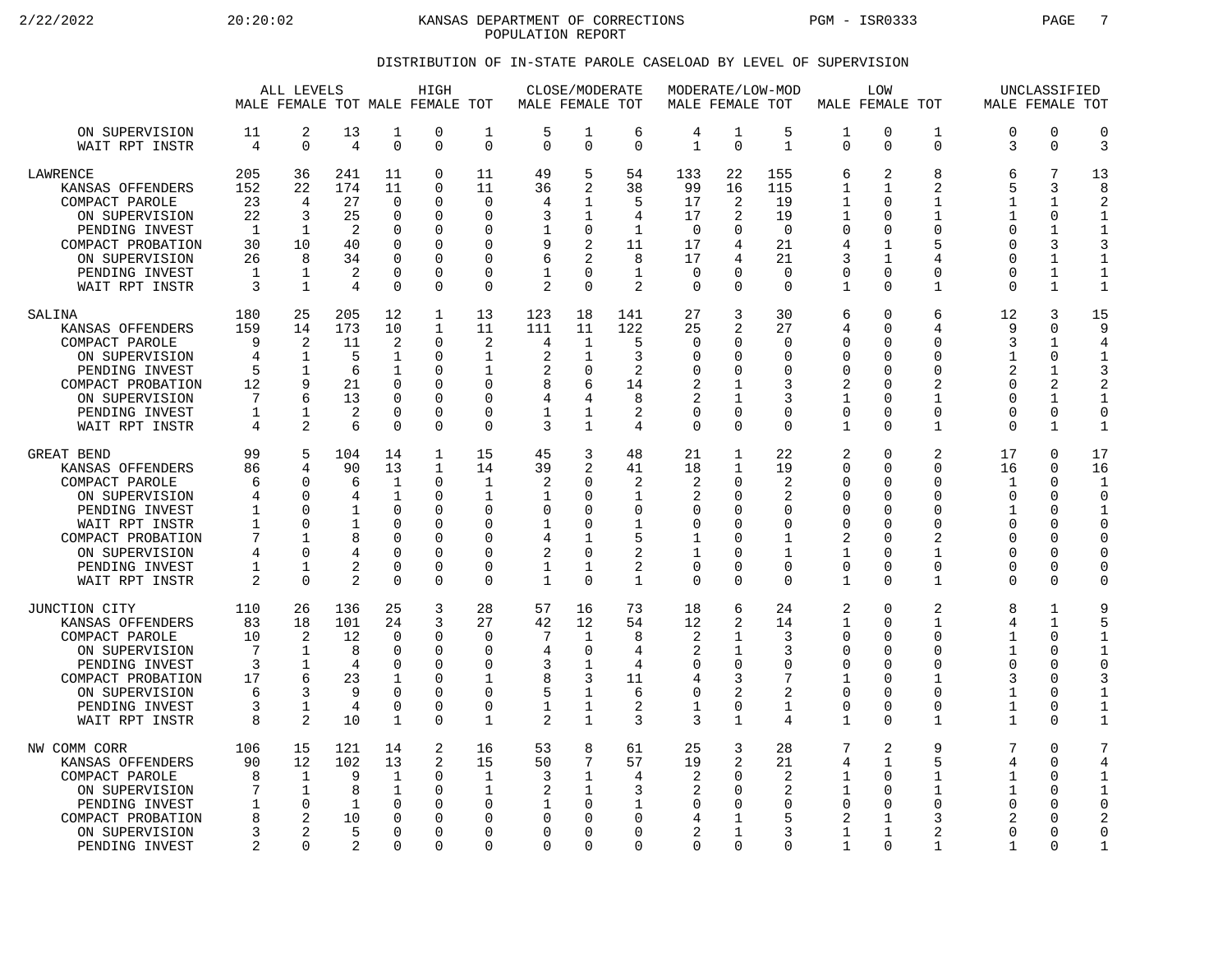# KANSAS DEPARTMENT OF CORRECTIONS
## POPULATION REPORT

### DISTRIBUTION OF IN-STATE PAROLE CASELOAD BY LEVEL OF SUPERVISION

| | ALL LEVELS | | | HIGH | | | CLOSE/MODERATE | | | MODERATE/LOW-MOD | | | LOW | | | UNCLASSIFIED | | |
|---|---|---|---|---|---|---|---|---|---|---|---|---|---|---|---|---|---|---|
| | MALE | FEMALE | TOT | MALE | FEMALE | TOT | MALE | FEMALE | TOT | MALE | FEMALE | TOT | MALE | FEMALE | TOT | MALE | FEMALE | TOT |
| ON SUPERVISION | 11 | 2 | 13 | 1 | 0 | 1 | 5 | 1 | 6 | 4 | 1 | 5 | 1 | 0 | 1 | 0 | 0 | 0 |
| WAIT RPT INSTR | 4 | 0 | 4 | 0 | 0 | 0 | 0 | 0 | 0 | 1 | 0 | 1 | 0 | 0 | 0 | 3 | 0 | 3 |
| LAWRENCE | 205 | 36 | 241 | 11 | 0 | 11 | 49 | 5 | 54 | 133 | 22 | 155 | 6 | 2 | 8 | 6 | 7 | 13 |
| KANSAS OFFENDERS | 152 | 22 | 174 | 11 | 0 | 11 | 36 | 2 | 38 | 99 | 16 | 115 | 1 | 1 | 2 | 5 | 3 | 8 |
| COMPACT PAROLE | 23 | 4 | 27 | 0 | 0 | 0 | 4 | 1 | 5 | 17 | 2 | 19 | 1 | 0 | 1 | 1 | 1 | 2 |
| ON SUPERVISION | 22 | 3 | 25 | 0 | 0 | 0 | 3 | 1 | 4 | 17 | 2 | 19 | 1 | 0 | 1 | 1 | 0 | 1 |
| PENDING INVEST | 1 | 1 | 2 | 0 | 0 | 0 | 1 | 0 | 1 | 0 | 0 | 0 | 0 | 0 | 0 | 0 | 1 | 1 |
| COMPACT PROBATION | 30 | 10 | 40 | 0 | 0 | 0 | 9 | 2 | 11 | 17 | 4 | 21 | 4 | 1 | 5 | 0 | 3 | 3 |
| ON SUPERVISION | 26 | 8 | 34 | 0 | 0 | 0 | 6 | 2 | 8 | 17 | 4 | 21 | 3 | 1 | 4 | 0 | 1 | 1 |
| PENDING INVEST | 1 | 1 | 2 | 0 | 0 | 0 | 1 | 0 | 1 | 0 | 0 | 0 | 0 | 0 | 0 | 0 | 1 | 1 |
| WAIT RPT INSTR | 3 | 1 | 4 | 0 | 0 | 0 | 2 | 0 | 2 | 0 | 0 | 0 | 1 | 0 | 1 | 0 | 1 | 1 |
| SALINA | 180 | 25 | 205 | 12 | 1 | 13 | 123 | 18 | 141 | 27 | 3 | 30 | 6 | 0 | 6 | 12 | 3 | 15 |
| KANSAS OFFENDERS | 159 | 14 | 173 | 10 | 1 | 11 | 111 | 11 | 122 | 25 | 2 | 27 | 4 | 0 | 4 | 9 | 0 | 9 |
| COMPACT PAROLE | 9 | 2 | 11 | 2 | 0 | 2 | 4 | 1 | 5 | 0 | 0 | 0 | 0 | 0 | 0 | 3 | 1 | 4 |
| ON SUPERVISION | 4 | 1 | 5 | 1 | 0 | 1 | 2 | 1 | 3 | 0 | 0 | 0 | 0 | 0 | 0 | 1 | 0 | 1 |
| PENDING INVEST | 5 | 1 | 6 | 1 | 0 | 1 | 2 | 0 | 2 | 0 | 0 | 0 | 0 | 0 | 0 | 2 | 1 | 3 |
| COMPACT PROBATION | 12 | 9 | 21 | 0 | 0 | 0 | 8 | 6 | 14 | 2 | 1 | 3 | 2 | 0 | 2 | 0 | 2 | 2 |
| ON SUPERVISION | 7 | 6 | 13 | 0 | 0 | 0 | 4 | 4 | 8 | 2 | 1 | 3 | 1 | 0 | 1 | 0 | 1 | 1 |
| PENDING INVEST | 1 | 1 | 2 | 0 | 0 | 0 | 1 | 1 | 2 | 0 | 0 | 0 | 0 | 0 | 0 | 0 | 0 | 0 |
| WAIT RPT INSTR | 4 | 2 | 6 | 0 | 0 | 0 | 3 | 1 | 4 | 0 | 0 | 0 | 1 | 0 | 1 | 0 | 1 | 1 |
| GREAT BEND | 99 | 5 | 104 | 14 | 1 | 15 | 45 | 3 | 48 | 21 | 1 | 22 | 2 | 0 | 2 | 17 | 0 | 17 |
| KANSAS OFFENDERS | 86 | 4 | 90 | 13 | 1 | 14 | 39 | 2 | 41 | 18 | 1 | 19 | 0 | 0 | 0 | 16 | 0 | 16 |
| COMPACT PAROLE | 6 | 0 | 6 | 1 | 0 | 1 | 2 | 0 | 2 | 2 | 0 | 2 | 0 | 0 | 0 | 1 | 0 | 1 |
| ON SUPERVISION | 4 | 0 | 4 | 1 | 0 | 1 | 1 | 0 | 1 | 2 | 0 | 2 | 0 | 0 | 0 | 0 | 0 | 0 |
| PENDING INVEST | 1 | 0 | 1 | 0 | 0 | 0 | 0 | 0 | 0 | 0 | 0 | 0 | 0 | 0 | 0 | 1 | 0 | 1 |
| WAIT RPT INSTR | 1 | 0 | 1 | 0 | 0 | 0 | 1 | 0 | 1 | 0 | 0 | 0 | 0 | 0 | 0 | 0 | 0 | 0 |
| COMPACT PROBATION | 7 | 1 | 8 | 0 | 0 | 0 | 4 | 1 | 5 | 1 | 0 | 1 | 2 | 0 | 2 | 0 | 0 | 0 |
| ON SUPERVISION | 4 | 0 | 4 | 0 | 0 | 0 | 2 | 0 | 2 | 1 | 0 | 1 | 1 | 0 | 1 | 0 | 0 | 0 |
| PENDING INVEST | 1 | 1 | 2 | 0 | 0 | 0 | 1 | 1 | 2 | 0 | 0 | 0 | 0 | 0 | 0 | 0 | 0 | 0 |
| WAIT RPT INSTR | 2 | 0 | 2 | 0 | 0 | 0 | 1 | 0 | 1 | 0 | 0 | 0 | 1 | 0 | 1 | 0 | 0 | 0 |
| JUNCTION CITY | 110 | 26 | 136 | 25 | 3 | 28 | 57 | 16 | 73 | 18 | 6 | 24 | 2 | 0 | 2 | 8 | 1 | 9 |
| KANSAS OFFENDERS | 83 | 18 | 101 | 24 | 3 | 27 | 42 | 12 | 54 | 12 | 2 | 14 | 1 | 0 | 1 | 4 | 1 | 5 |
| COMPACT PAROLE | 10 | 2 | 12 | 0 | 0 | 0 | 7 | 1 | 8 | 2 | 1 | 3 | 0 | 0 | 0 | 1 | 0 | 1 |
| ON SUPERVISION | 7 | 1 | 8 | 0 | 0 | 0 | 4 | 0 | 4 | 2 | 1 | 3 | 0 | 0 | 0 | 1 | 0 | 1 |
| PENDING INVEST | 3 | 1 | 4 | 0 | 0 | 0 | 3 | 1 | 4 | 0 | 0 | 0 | 0 | 0 | 0 | 0 | 0 | 0 |
| COMPACT PROBATION | 17 | 6 | 23 | 1 | 0 | 1 | 8 | 3 | 11 | 4 | 3 | 7 | 1 | 0 | 1 | 3 | 0 | 3 |
| ON SUPERVISION | 6 | 3 | 9 | 0 | 0 | 0 | 5 | 1 | 6 | 0 | 2 | 2 | 0 | 0 | 0 | 1 | 0 | 1 |
| PENDING INVEST | 3 | 1 | 4 | 0 | 0 | 0 | 1 | 1 | 2 | 1 | 0 | 1 | 0 | 0 | 0 | 1 | 0 | 1 |
| WAIT RPT INSTR | 8 | 2 | 10 | 1 | 0 | 1 | 2 | 1 | 3 | 3 | 1 | 4 | 1 | 0 | 1 | 1 | 0 | 1 |
| NW COMM CORR | 106 | 15 | 121 | 14 | 2 | 16 | 53 | 8 | 61 | 25 | 3 | 28 | 7 | 2 | 9 | 7 | 0 | 7 |
| KANSAS OFFENDERS | 90 | 12 | 102 | 13 | 2 | 15 | 50 | 7 | 57 | 19 | 2 | 21 | 4 | 1 | 5 | 4 | 0 | 4 |
| COMPACT PAROLE | 8 | 1 | 9 | 1 | 0 | 1 | 3 | 1 | 4 | 2 | 0 | 2 | 1 | 0 | 1 | 1 | 0 | 1 |
| ON SUPERVISION | 7 | 1 | 8 | 1 | 0 | 1 | 2 | 1 | 3 | 2 | 0 | 2 | 1 | 0 | 1 | 1 | 0 | 1 |
| PENDING INVEST | 1 | 0 | 1 | 0 | 0 | 0 | 1 | 0 | 1 | 0 | 0 | 0 | 0 | 0 | 0 | 0 | 0 | 0 |
| COMPACT PROBATION | 8 | 2 | 10 | 0 | 0 | 0 | 0 | 0 | 0 | 4 | 1 | 5 | 2 | 1 | 3 | 2 | 0 | 2 |
| ON SUPERVISION | 3 | 2 | 5 | 0 | 0 | 0 | 0 | 0 | 0 | 2 | 1 | 3 | 1 | 1 | 2 | 0 | 0 | 0 |
| PENDING INVEST | 2 | 0 | 2 | 0 | 0 | 0 | 0 | 0 | 0 | 0 | 0 | 0 | 1 | 0 | 1 | 1 | 0 | 1 |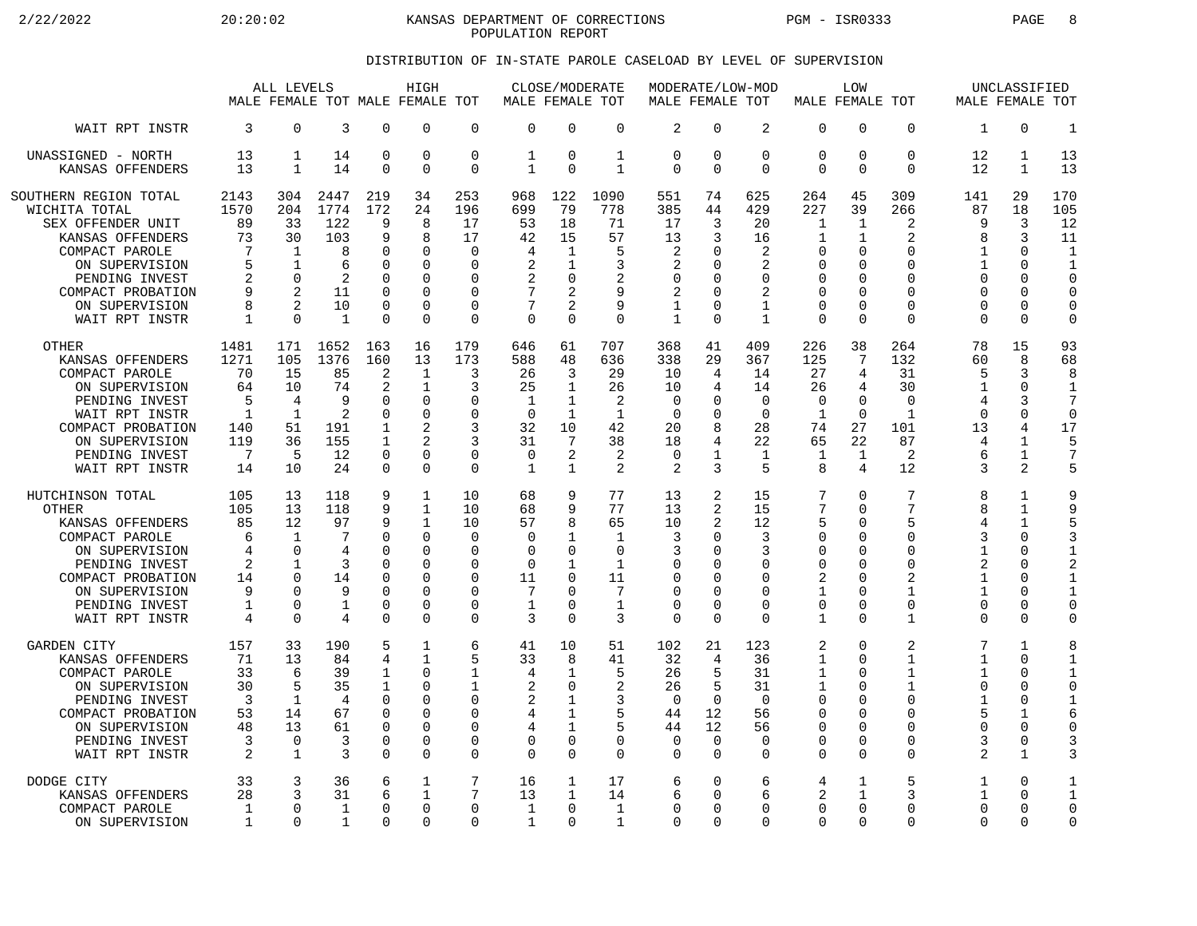KANSAS DEPARTMENT OF CORRECTIONS
POPULATION REPORT

## DISTRIBUTION OF IN-STATE PAROLE CASELOAD BY LEVEL OF SUPERVISION

| | ALL LEVELS | | | HIGH | | | CLOSE/MODERATE | | | MODERATE/LOW-MOD | | | LOW | | | UNCLASSIFIED | | |
|---|---|---|---|---|---|---|---|---|---|---|---|---|---|---|---|---|---|---|
| | MALE | FEMALE | TOT | MALE | FEMALE | TOT | MALE | FEMALE | TOT | MALE | FEMALE | TOT | MALE | FEMALE | TOT | MALE | FEMALE | TOT |
| WAIT RPT INSTR | 3 | 0 | 3 | 0 | 0 | 0 | 0 | 0 | 0 | 2 | 0 | 2 | 0 | 0 | 0 | 1 | 0 | 1 |
| UNASSIGNED - NORTH | 13 | 1 | 14 | 0 | 0 | 0 | 1 | 0 | 1 | 0 | 0 | 0 | 0 | 0 | 0 | 12 | 1 | 13 |
| KANSAS OFFENDERS | 13 | 1 | 14 | 0 | 0 | 0 | 1 | 0 | 1 | 0 | 0 | 0 | 0 | 0 | 0 | 12 | 1 | 13 |
| SOUTHERN REGION TOTAL | 2143 | 304 | 2447 | 219 | 34 | 253 | 968 | 122 | 1090 | 551 | 74 | 625 | 264 | 45 | 309 | 141 | 29 | 170 |
| WICHITA TOTAL | 1570 | 204 | 1774 | 172 | 24 | 196 | 699 | 79 | 778 | 385 | 44 | 429 | 227 | 39 | 266 | 87 | 18 | 105 |
| SEX OFFENDER UNIT | 89 | 33 | 122 | 9 | 8 | 17 | 53 | 18 | 71 | 17 | 3 | 20 | 1 | 1 | 2 | 9 | 3 | 12 |
| KANSAS OFFENDERS | 73 | 30 | 103 | 9 | 8 | 17 | 42 | 15 | 57 | 13 | 3 | 16 | 1 | 1 | 2 | 8 | 3 | 11 |
| COMPACT PAROLE | 7 | 1 | 8 | 0 | 0 | 0 | 4 | 1 | 5 | 2 | 0 | 2 | 0 | 0 | 0 | 1 | 0 | 1 |
| ON SUPERVISION | 5 | 1 | 6 | 0 | 0 | 0 | 2 | 1 | 3 | 2 | 0 | 2 | 0 | 0 | 0 | 1 | 0 | 1 |
| PENDING INVEST | 2 | 0 | 2 | 0 | 0 | 0 | 2 | 0 | 2 | 0 | 0 | 0 | 0 | 0 | 0 | 0 | 0 | 0 |
| COMPACT PROBATION | 9 | 2 | 11 | 0 | 0 | 0 | 7 | 2 | 9 | 2 | 0 | 2 | 0 | 0 | 0 | 0 | 0 | 0 |
| ON SUPERVISION | 8 | 2 | 10 | 0 | 0 | 0 | 7 | 2 | 9 | 1 | 0 | 1 | 0 | 0 | 0 | 0 | 0 | 0 |
| WAIT RPT INSTR | 1 | 0 | 1 | 0 | 0 | 0 | 0 | 0 | 0 | 1 | 0 | 1 | 0 | 0 | 0 | 0 | 0 | 0 |
| OTHER | 1481 | 171 | 1652 | 163 | 16 | 179 | 646 | 61 | 707 | 368 | 41 | 409 | 226 | 38 | 264 | 78 | 15 | 93 |
| KANSAS OFFENDERS | 1271 | 105 | 1376 | 160 | 13 | 173 | 588 | 48 | 636 | 338 | 29 | 367 | 125 | 7 | 132 | 60 | 8 | 68 |
| COMPACT PAROLE | 70 | 15 | 85 | 2 | 1 | 3 | 26 | 3 | 29 | 10 | 4 | 14 | 27 | 4 | 31 | 5 | 3 | 8 |
| ON SUPERVISION | 64 | 10 | 74 | 2 | 1 | 3 | 25 | 1 | 26 | 10 | 4 | 14 | 26 | 4 | 30 | 1 | 0 | 1 |
| PENDING INVEST | 5 | 4 | 9 | 0 | 0 | 0 | 1 | 1 | 2 | 0 | 0 | 0 | 0 | 0 | 0 | 4 | 3 | 7 |
| WAIT RPT INSTR | 1 | 1 | 2 | 0 | 0 | 0 | 0 | 1 | 1 | 0 | 0 | 0 | 1 | 0 | 1 | 0 | 0 | 0 |
| COMPACT PROBATION | 140 | 51 | 191 | 1 | 2 | 3 | 32 | 10 | 42 | 20 | 8 | 28 | 74 | 27 | 101 | 13 | 4 | 17 |
| ON SUPERVISION | 119 | 36 | 155 | 1 | 2 | 3 | 31 | 7 | 38 | 18 | 4 | 22 | 65 | 22 | 87 | 4 | 1 | 5 |
| PENDING INVEST | 7 | 5 | 12 | 0 | 0 | 0 | 0 | 2 | 2 | 0 | 1 | 1 | 1 | 1 | 2 | 6 | 1 | 7 |
| WAIT RPT INSTR | 14 | 10 | 24 | 0 | 0 | 0 | 1 | 1 | 2 | 2 | 3 | 5 | 8 | 4 | 12 | 3 | 2 | 5 |
| HUTCHINSON TOTAL | 105 | 13 | 118 | 9 | 1 | 10 | 68 | 9 | 77 | 13 | 2 | 15 | 7 | 0 | 7 | 8 | 1 | 9 |
| OTHER | 105 | 13 | 118 | 9 | 1 | 10 | 68 | 9 | 77 | 13 | 2 | 15 | 7 | 0 | 7 | 8 | 1 | 9 |
| KANSAS OFFENDERS | 85 | 12 | 97 | 9 | 1 | 10 | 57 | 8 | 65 | 10 | 2 | 12 | 5 | 0 | 5 | 4 | 1 | 5 |
| COMPACT PAROLE | 6 | 1 | 7 | 0 | 0 | 0 | 0 | 1 | 1 | 3 | 0 | 3 | 0 | 0 | 0 | 3 | 0 | 3 |
| ON SUPERVISION | 4 | 0 | 4 | 0 | 0 | 0 | 0 | 0 | 0 | 3 | 0 | 3 | 0 | 0 | 0 | 1 | 0 | 1 |
| PENDING INVEST | 2 | 1 | 3 | 0 | 0 | 0 | 0 | 1 | 1 | 0 | 0 | 0 | 0 | 0 | 0 | 2 | 0 | 2 |
| COMPACT PROBATION | 14 | 0 | 14 | 0 | 0 | 0 | 11 | 0 | 11 | 0 | 0 | 0 | 2 | 0 | 2 | 1 | 0 | 1 |
| ON SUPERVISION | 9 | 0 | 9 | 0 | 0 | 0 | 7 | 0 | 7 | 0 | 0 | 0 | 1 | 0 | 1 | 1 | 0 | 1 |
| PENDING INVEST | 1 | 0 | 1 | 0 | 0 | 0 | 1 | 0 | 1 | 0 | 0 | 0 | 0 | 0 | 0 | 0 | 0 | 0 |
| WAIT RPT INSTR | 4 | 0 | 4 | 0 | 0 | 0 | 3 | 0 | 3 | 0 | 0 | 0 | 1 | 0 | 1 | 0 | 0 | 0 |
| GARDEN CITY | 157 | 33 | 190 | 5 | 1 | 6 | 41 | 10 | 51 | 102 | 21 | 123 | 2 | 0 | 2 | 7 | 1 | 8 |
| KANSAS OFFENDERS | 71 | 13 | 84 | 4 | 1 | 5 | 33 | 8 | 41 | 32 | 4 | 36 | 1 | 0 | 1 | 1 | 0 | 1 |
| COMPACT PAROLE | 33 | 6 | 39 | 1 | 0 | 1 | 4 | 1 | 5 | 26 | 5 | 31 | 1 | 0 | 1 | 1 | 0 | 1 |
| ON SUPERVISION | 30 | 5 | 35 | 1 | 0 | 1 | 2 | 0 | 2 | 26 | 5 | 31 | 1 | 0 | 1 | 0 | 0 | 0 |
| PENDING INVEST | 3 | 1 | 4 | 0 | 0 | 0 | 2 | 1 | 3 | 0 | 0 | 0 | 0 | 0 | 0 | 1 | 0 | 1 |
| COMPACT PROBATION | 53 | 14 | 67 | 0 | 0 | 0 | 4 | 1 | 5 | 44 | 12 | 56 | 0 | 0 | 0 | 5 | 1 | 6 |
| ON SUPERVISION | 48 | 13 | 61 | 0 | 0 | 0 | 4 | 1 | 5 | 44 | 12 | 56 | 0 | 0 | 0 | 0 | 0 | 0 |
| PENDING INVEST | 3 | 0 | 3 | 0 | 0 | 0 | 0 | 0 | 0 | 0 | 0 | 0 | 0 | 0 | 0 | 3 | 0 | 3 |
| WAIT RPT INSTR | 2 | 1 | 3 | 0 | 0 | 0 | 0 | 0 | 0 | 0 | 0 | 0 | 0 | 0 | 0 | 2 | 1 | 3 |
| DODGE CITY | 33 | 3 | 36 | 6 | 1 | 7 | 16 | 1 | 17 | 6 | 0 | 6 | 4 | 1 | 5 | 1 | 0 | 1 |
| KANSAS OFFENDERS | 28 | 3 | 31 | 6 | 1 | 7 | 13 | 1 | 14 | 6 | 0 | 6 | 2 | 1 | 3 | 1 | 0 | 1 |
| COMPACT PAROLE | 1 | 0 | 1 | 0 | 0 | 0 | 1 | 0 | 1 | 0 | 0 | 0 | 0 | 0 | 0 | 0 | 0 | 0 |
| ON SUPERVISION | 1 | 0 | 1 | 0 | 0 | 0 | 1 | 0 | 1 | 0 | 0 | 0 | 0 | 0 | 0 | 0 | 0 | 0 |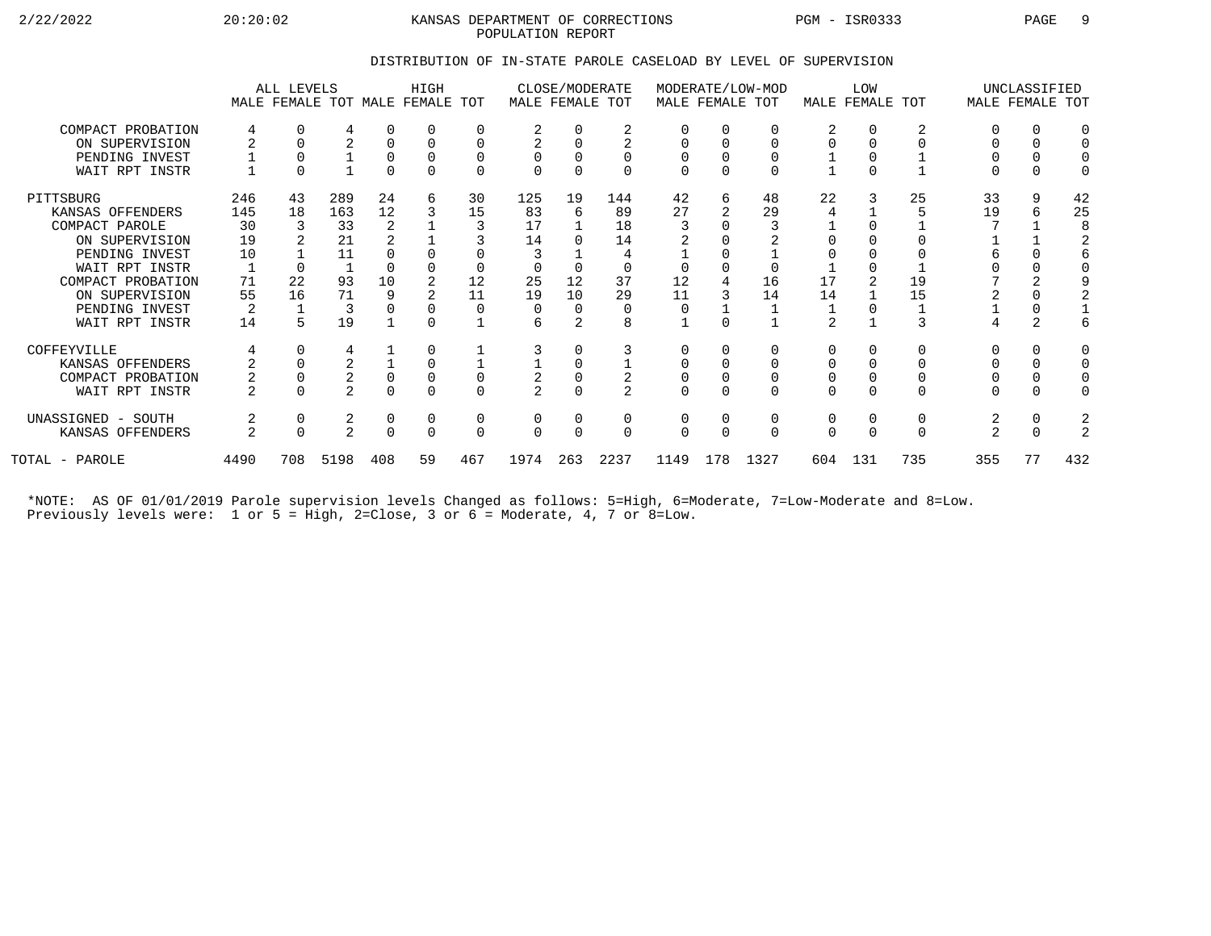## DISTRIBUTION OF IN-STATE PAROLE CASELOAD BY LEVEL OF SUPERVISION

| | ALL LEVELS | | | HIGH | | | CLOSE/MODERATE | | | MODERATE/LOW-MOD | | | LOW | | | UNCLASSIFIED | | |
|---|---|---|---|---|---|---|---|---|---|---|---|---|---|---|---|---|---|---|
| | MALE | FEMALE | TOT | MALE | FEMALE | TOT | MALE | FEMALE | TOT | MALE | FEMALE | TOT | MALE | FEMALE | TOT | MALE | FEMALE | TOT |
| COMPACT PROBATION | 4 | 0 | 4 | 0 | 0 | 0 | 2 | 0 | 2 | 0 | 0 | 0 | 2 | 0 | 2 | 0 | 0 | 0 |
| ON SUPERVISION | 2 | 0 | 2 | 0 | 0 | 0 | 2 | 0 | 2 | 0 | 0 | 0 | 0 | 0 | 0 | 0 | 0 | 0 |
| PENDING INVEST | 1 | 0 | 1 | 0 | 0 | 0 | 0 | 0 | 0 | 0 | 0 | 0 | 1 | 0 | 1 | 0 | 0 | 0 |
| WAIT RPT INSTR | 1 | 0 | 1 | 0 | 0 | 0 | 0 | 0 | 0 | 0 | 0 | 0 | 1 | 0 | 1 | 0 | 0 | 0 |
| PITTSBURG | 246 | 43 | 289 | 24 | 6 | 30 | 125 | 19 | 144 | 42 | 6 | 48 | 22 | 3 | 25 | 33 | 9 | 42 |
| KANSAS OFFENDERS | 145 | 18 | 163 | 12 | 3 | 15 | 83 | 6 | 89 | 27 | 2 | 29 | 4 | 1 | 5 | 19 | 6 | 25 |
| COMPACT PAROLE | 30 | 3 | 33 | 2 | 1 | 3 | 17 | 1 | 18 | 3 | 0 | 3 | 1 | 0 | 1 | 7 | 1 | 8 |
| ON SUPERVISION | 19 | 2 | 21 | 2 | 1 | 3 | 14 | 0 | 14 | 2 | 0 | 2 | 0 | 0 | 0 | 1 | 1 | 2 |
| PENDING INVEST | 10 | 1 | 11 | 0 | 0 | 0 | 3 | 1 | 4 | 1 | 0 | 1 | 0 | 0 | 0 | 6 | 0 | 6 |
| WAIT RPT INSTR | 1 | 0 | 1 | 0 | 0 | 0 | 0 | 0 | 0 | 0 | 0 | 0 | 1 | 0 | 1 | 0 | 0 | 0 |
| COMPACT PROBATION | 71 | 22 | 93 | 10 | 2 | 12 | 25 | 12 | 37 | 12 | 4 | 16 | 17 | 2 | 19 | 7 | 2 | 9 |
| ON SUPERVISION | 55 | 16 | 71 | 9 | 2 | 11 | 19 | 10 | 29 | 11 | 3 | 14 | 14 | 1 | 15 | 2 | 0 | 2 |
| PENDING INVEST | 2 | 1 | 3 | 0 | 0 | 0 | 0 | 0 | 0 | 0 | 1 | 1 | 1 | 0 | 1 | 1 | 0 | 1 |
| WAIT RPT INSTR | 14 | 5 | 19 | 1 | 0 | 1 | 6 | 2 | 8 | 1 | 0 | 1 | 2 | 1 | 3 | 4 | 2 | 6 |
| COFFEYVILLE | 4 | 0 | 4 | 1 | 0 | 1 | 3 | 0 | 3 | 0 | 0 | 0 | 0 | 0 | 0 | 0 | 0 | 0 |
| KANSAS OFFENDERS | 2 | 0 | 2 | 1 | 0 | 1 | 1 | 0 | 1 | 0 | 0 | 0 | 0 | 0 | 0 | 0 | 0 | 0 |
| COMPACT PROBATION | 2 | 0 | 2 | 0 | 0 | 0 | 2 | 0 | 2 | 0 | 0 | 0 | 0 | 0 | 0 | 0 | 0 | 0 |
| WAIT RPT INSTR | 2 | 0 | 2 | 0 | 0 | 0 | 2 | 0 | 2 | 0 | 0 | 0 | 0 | 0 | 0 | 0 | 0 | 0 |
| UNASSIGNED - SOUTH | 2 | 0 | 2 | 0 | 0 | 0 | 0 | 0 | 0 | 0 | 0 | 0 | 0 | 0 | 0 | 2 | 0 | 2 |
| KANSAS OFFENDERS | 2 | 0 | 2 | 0 | 0 | 0 | 0 | 0 | 0 | 0 | 0 | 0 | 0 | 0 | 0 | 2 | 0 | 2 |
| TOTAL - PAROLE | 4490 | 708 | 5198 | 408 | 59 | 467 | 1974 | 263 | 2237 | 1149 | 178 | 1327 | 604 | 131 | 735 | 355 | 77 | 432 |

*NOTE: AS OF 01/01/2019 Parole supervision levels Changed as follows: 5=High, 6=Moderate, 7=Low-Moderate and 8=Low.
Previously levels were: 1 or 5 = High, 2=Close, 3 or 6 = Moderate, 4, 7 or 8=Low.